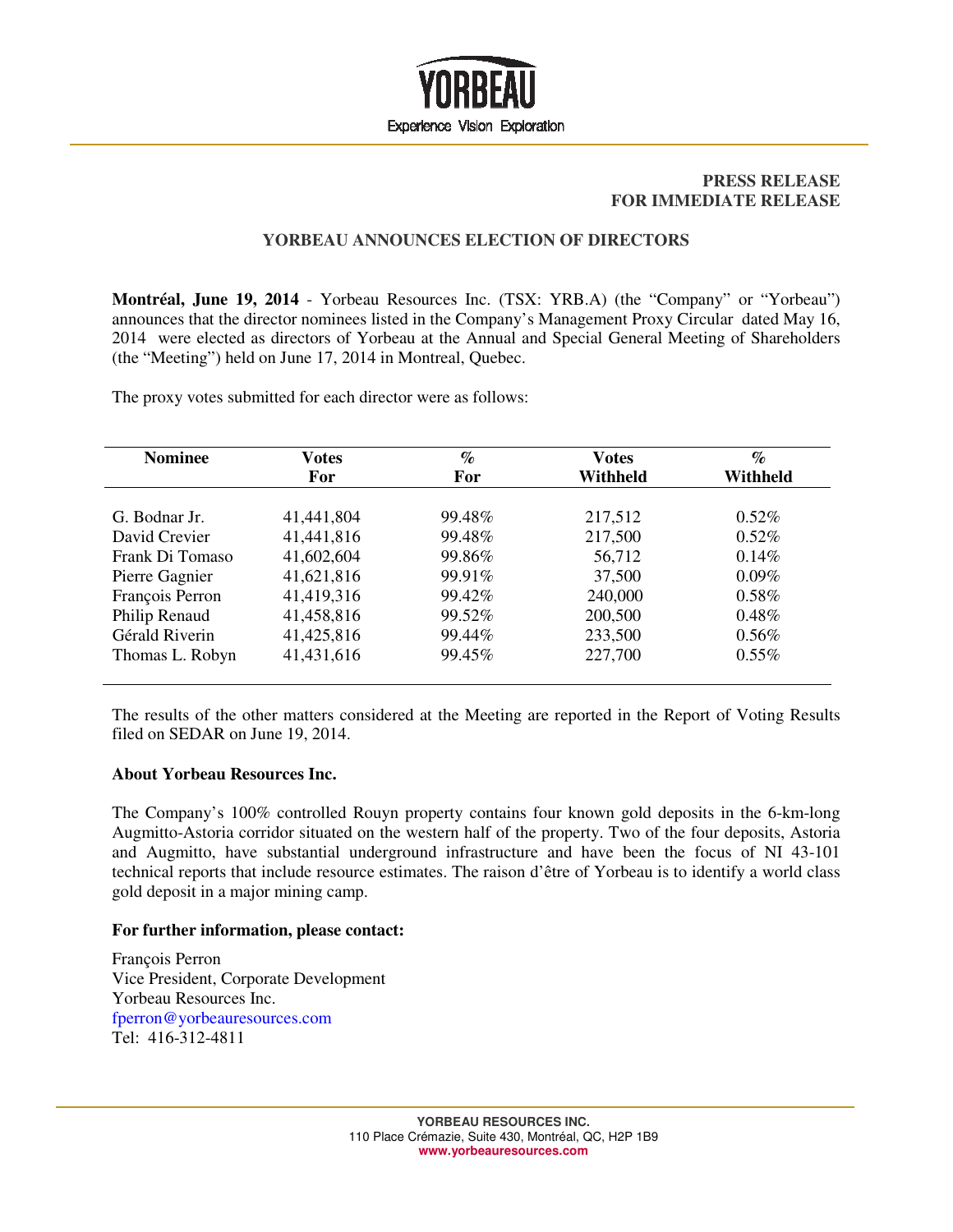YORBEAU

Experience Vision Exploration

**PRESS RELEASE**
**FOR IMMEDIATE RELEASE**

## YORBEAU ANNOUNCES ELECTION OF DIRECTORS

**Montréal, June 19, 2014** - Yorbeau Resources Inc. (TSX: YRB.A) (the "Company" or "Yorbeau") announces that the director nominees listed in the Company's Management Proxy Circular dated May 16, 2014 were elected as directors of Yorbeau at the Annual and Special General Meeting of Shareholders (the "Meeting") held on June 17, 2014 in Montreal, Quebec.

The proxy votes submitted for each director were as follows:

| Nominee | Votes For | % For | Votes Withheld | % Withheld |
|---|---|---|---|---|
| G. Bodnar Jr. | 41,441,804 | 99.48% | 217,512 | 0.52% |
| David Crevier | 41,441,816 | 99.48% | 217,500 | 0.52% |
| Frank Di Tomaso | 41,602,604 | 99.86% | 56,712 | 0.14% |
| Pierre Gagnier | 41,621,816 | 99.91% | 37,500 | 0.09% |
| François Perron | 41,419,316 | 99.42% | 240,000 | 0.58% |
| Philip Renaud | 41,458,816 | 99.52% | 200,500 | 0.48% |
| Gérald Riverin | 41,425,816 | 99.44% | 233,500 | 0.56% |
| Thomas L. Robyn | 41,431,616 | 99.45% | 227,700 | 0.55% |

The results of the other matters considered at the Meeting are reported in the Report of Voting Results filed on SEDAR on June 19, 2014.

**About Yorbeau Resources Inc.**

The Company's 100% controlled Rouyn property contains four known gold deposits in the 6-km-long Augmitto-Astoria corridor situated on the western half of the property. Two of the four deposits, Astoria and Augmitto, have substantial underground infrastructure and have been the focus of NI 43-101 technical reports that include resource estimates. The raison d'être of Yorbeau is to identify a world class gold deposit in a major mining camp.

**For further information, please contact:**

François Perron
Vice President, Corporate Development
Yorbeau Resources Inc.
fperron@yorbeauresources.com
Tel: 416-312-4811

**YORBEAU RESOURCES INC.**
110 Place Crémazie, Suite 430, Montréal, QC, H2P 1B9
**www.yorbeauresources.com**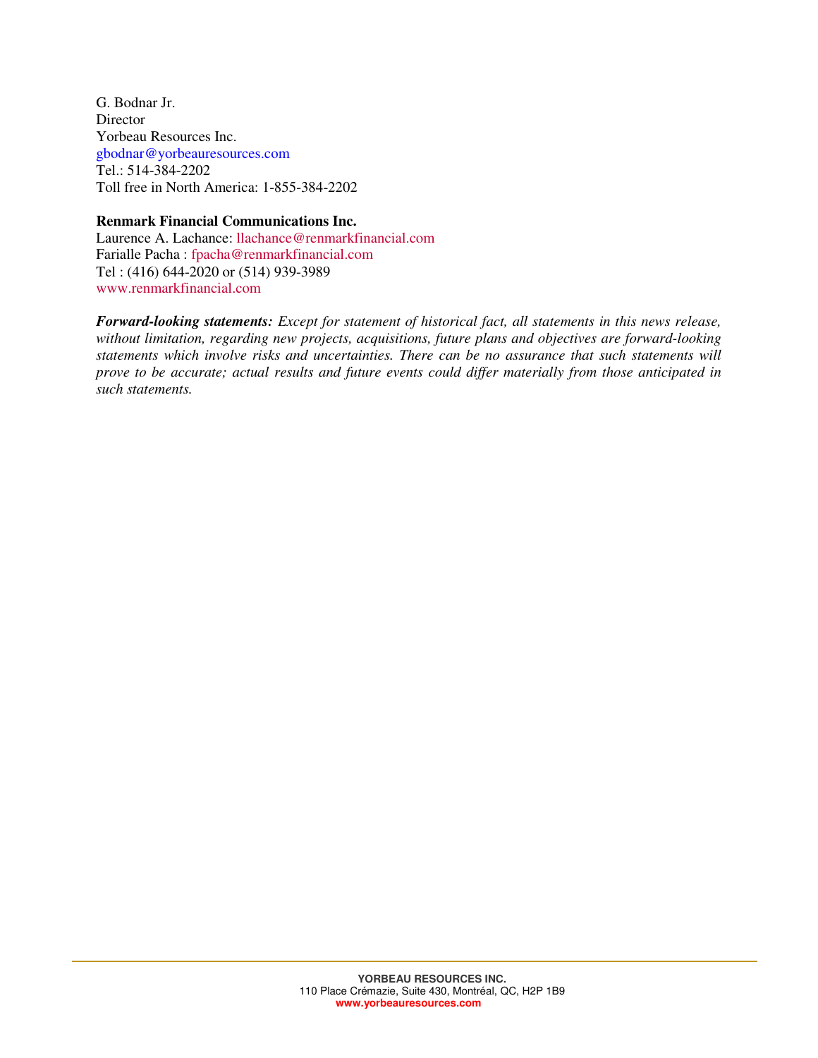G. Bodnar Jr.
Director
Yorbeau Resources Inc.
gbodnar@yorbeauresources.com
Tel.: 514-384-2202
Toll free in North America: 1-855-384-2202

**Renmark Financial Communications Inc.**
Laurence A. Lachance: llachance@renmarkfinancial.com
Farialle Pacha : fpacha@renmarkfinancial.com
Tel : (416) 644-2020 or (514) 939-3989
www.renmarkfinancial.com

***Forward-looking statements:*** *Except for statement of historical fact, all statements in this news release, without limitation, regarding new projects, acquisitions, future plans and objectives are forward-looking statements which involve risks and uncertainties. There can be no assurance that such statements will prove to be accurate; actual results and future events could differ materially from those anticipated in such statements.*